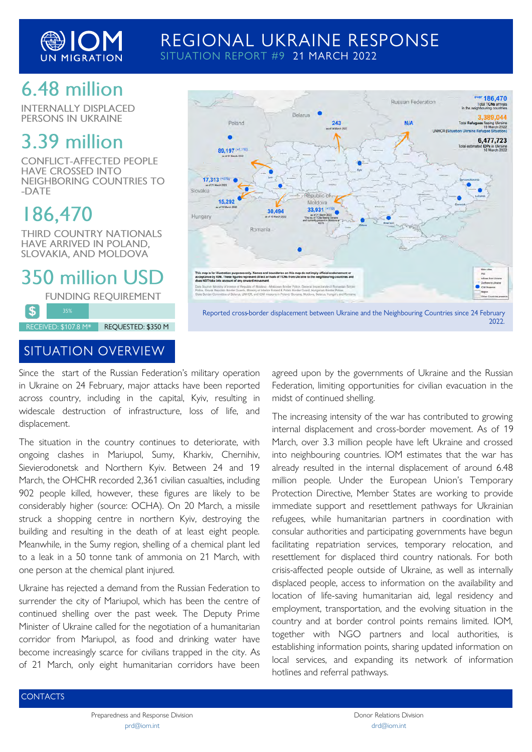# REGIONAL UKRAINE RESPONSE

SITUATION REPORT #9 21 MARCH 2022

## 6.48 million

INTERNALLY DISPLACED PERSONS IN UKRAINE

## 3.39 million

CONFLICT-AFFECTED PEOPLE HAVE CROSSED INTO NEIGHBORING COUNTRIES TO -DATE

## 186,470

THIRD COUNTRY NATIONALS HAVE ARRIVED IN POLAND, SLOVAKIA, AND MOLDOVA

## 350 million USD

FUNDING REQUIREMENT

35%

RECEIVED: $107.8 M* REQUESTED: $350 M

Reported cross-border displacement between Ukraine and the Neighbouring Countries since 24 February 2022.

## SITUATION OVERVIEW

Since the start of the Russian Federation's military operation in Ukraine on 24 February, major attacks have been reported across country, including in the capital, Kyiv, resulting in widescale destruction of infrastructure, loss of life, and displacement.

The situation in the country continues to deteriorate, with ongoing clashes in Mariupol, Sumy, Kharkiv, Chernihiv, Sievierodonetsk and Northern Kyiv. Between 24 and 19 March, the OHCHR recorded 2,361 civilian casualties, including 902 people killed, however, these figures are likely to be considerably higher (source: OCHA). On 20 March, a missile struck a shopping centre in northern Kyiv, destroying the building and resulting in the death of at least eight people. Meanwhile, in the Sumy region, shelling of a chemical plant led to a leak in a 50 tonne tank of ammonia on 21 March, with one person at the chemical plant injured.

Ukraine has rejected a demand from the Russian Federation to surrender the city of Mariupol, which has been the centre of continued shelling over the past week. The Deputy Prime Minister of Ukraine called for the negotiation of a humanitarian corridor from Mariupol, as food and drinking water have become increasingly scarce for civilians trapped in the city. As of 21 March, only eight humanitarian corridors have been agreed upon by the governments of Ukraine and the Russian Federation, limiting opportunities for civilian evacuation in the midst of continued shelling.

The increasing intensity of the war has contributed to growing internal displacement and cross-border movement. As of 19 March, over 3.3 million people have left Ukraine and crossed into neighbouring countries. IOM estimates that the war has already resulted in the internal displacement of around 6.48 million people. Under the European Union's Temporary Protection Directive, Member States are working to provide immediate support and resettlement pathways for Ukrainian refugees, while humanitarian partners in coordination with consular authorities and participating governments have begun facilitating repatriation services, temporary relocation, and resettlement for displaced third country nationals. For both crisis-affected people outside of Ukraine, as well as internally displaced people, access to information on the availability and location of life-saving humanitarian aid, legal residency and employment, transportation, and the evolving situation in the country and at border control points remains limited. IOM, together with NGO partners and local authorities, is establishing information points, sharing updated information on local services, and expanding its network of information hotlines and referral pathways.

## CONTACTS

Preparedness and Response Division
prd@iom.int

Donor Relations Division
drd@iom.int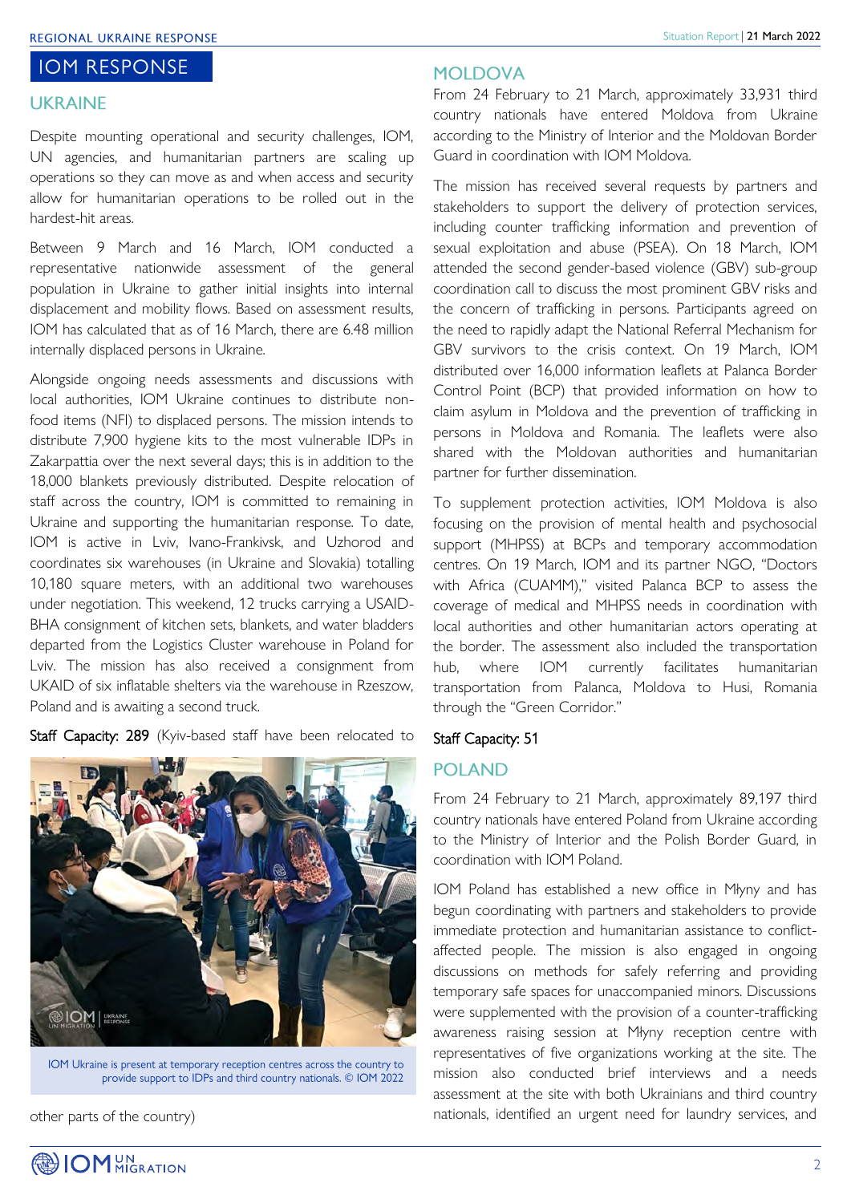## IOM RESPONSE

### UKRAINE

Despite mounting operational and security challenges, IOM, UN agencies, and humanitarian partners are scaling up operations so they can move as and when access and security allow for humanitarian operations to be rolled out in the hardest-hit areas.

Between 9 March and 16 March, IOM conducted a representative nationwide assessment of the general population in Ukraine to gather initial insights into internal displacement and mobility flows. Based on assessment results, IOM has calculated that as of 16 March, there are 6.48 million internally displaced persons in Ukraine.

Alongside ongoing needs assessments and discussions with local authorities, IOM Ukraine continues to distribute non-food items (NFI) to displaced persons. The mission intends to distribute 7,900 hygiene kits to the most vulnerable IDPs in Zakarpattia over the next several days; this is in addition to the 18,000 blankets previously distributed. Despite relocation of staff across the country, IOM is committed to remaining in Ukraine and supporting the humanitarian response. To date, IOM is active in Lviv, Ivano-Frankivsk, and Uzhorod and coordinates six warehouses (in Ukraine and Slovakia) totalling 10,180 square meters, with an additional two warehouses under negotiation. This weekend, 12 trucks carrying a USAID-BHA consignment of kitchen sets, blankets, and water bladders departed from the Logistics Cluster warehouse in Poland for Lviv. The mission has also received a consignment from UKAID of six inflatable shelters via the warehouse in Rzeszow, Poland and is awaiting a second truck.

Staff Capacity: 289 (Kyiv-based staff have been relocated to other parts of the country)

IOM Ukraine is present at temporary reception centres across the country to provide support to IDPs and third country nationals. © IOM 2022

### MOLDOVA

From 24 February to 21 March, approximately 33,931 third country nationals have entered Moldova from Ukraine according to the Ministry of Interior and the Moldovan Border Guard in coordination with IOM Moldova.

The mission has received several requests by partners and stakeholders to support the delivery of protection services, including counter trafficking information and prevention of sexual exploitation and abuse (PSEA). On 18 March, IOM attended the second gender-based violence (GBV) sub-group coordination call to discuss the most prominent GBV risks and the concern of trafficking in persons. Participants agreed on the need to rapidly adapt the National Referral Mechanism for GBV survivors to the crisis context. On 19 March, IOM distributed over 16,000 information leaflets at Palanca Border Control Point (BCP) that provided information on how to claim asylum in Moldova and the prevention of trafficking in persons in Moldova and Romania. The leaflets were also shared with the Moldovan authorities and humanitarian partner for further dissemination.

To supplement protection activities, IOM Moldova is also focusing on the provision of mental health and psychosocial support (MHPSS) at BCPs and temporary accommodation centres. On 19 March, IOM and its partner NGO, "Doctors with Africa (CUAMM)," visited Palanca BCP to assess the coverage of medical and MHPSS needs in coordination with local authorities and other humanitarian actors operating at the border. The assessment also included the transportation hub, where IOM currently facilitates humanitarian transportation from Palanca, Moldova to Husi, Romania through the "Green Corridor."

Staff Capacity: 51

### POLAND

From 24 February to 21 March, approximately 89,197 third country nationals have entered Poland from Ukraine according to the Ministry of Interior and the Polish Border Guard, in coordination with IOM Poland.

IOM Poland has established a new office in Młyny and has begun coordinating with partners and stakeholders to provide immediate protection and humanitarian assistance to conflict-affected people. The mission is also engaged in ongoing discussions on methods for safely referring and providing temporary safe spaces for unaccompanied minors. Discussions were supplemented with the provision of a counter-trafficking awareness raising session at Młyny reception centre with representatives of five organizations working at the site. The mission also conducted brief interviews and a needs assessment at the site with both Ukrainians and third country nationals, identified an urgent need for laundry services, and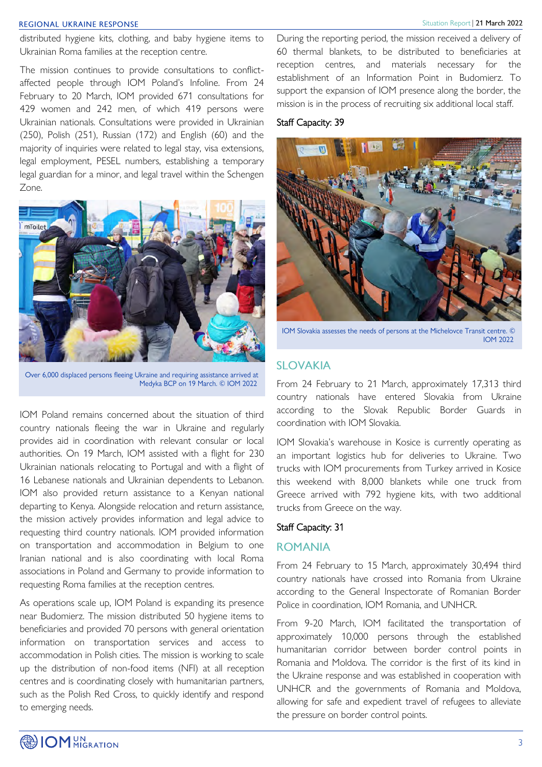distributed hygiene kits, clothing, and baby hygiene items to Ukrainian Roma families at the reception centre.

The mission continues to provide consultations to conflict-affected people through IOM Poland's Infoline. From 24 February to 20 March, IOM provided 671 consultations for 429 women and 242 men, of which 419 persons were Ukrainian nationals. Consultations were provided in Ukrainian (250), Polish (251), Russian (172) and English (60) and the majority of inquiries were related to legal stay, visa extensions, legal employment, PESEL numbers, establishing a temporary legal guardian for a minor, and legal travel within the Schengen Zone.

Over 6,000 displaced persons fleeing Ukraine and requiring assistance arrived at Medyka BCP on 19 March. © IOM 2022

IOM Poland remains concerned about the situation of third country nationals fleeing the war in Ukraine and regularly provides aid in coordination with relevant consular or local authorities. On 19 March, IOM assisted with a flight for 230 Ukrainian nationals relocating to Portugal and with a flight of 16 Lebanese nationals and Ukrainian dependents to Lebanon. IOM also provided return assistance to a Kenyan national departing to Kenya. Alongside relocation and return assistance, the mission actively provides information and legal advice to requesting third country nationals. IOM provided information on transportation and accommodation in Belgium to one Iranian national and is also coordinating with local Roma associations in Poland and Germany to provide information to requesting Roma families at the reception centres.

As operations scale up, IOM Poland is expanding its presence near Budomierz. The mission distributed 50 hygiene items to beneficiaries and provided 70 persons with general orientation information on transportation services and access to accommodation in Polish cities. The mission is working to scale up the distribution of non-food items (NFI) at all reception centres and is coordinating closely with humanitarian partners, such as the Polish Red Cross, to quickly identify and respond to emerging needs.

During the reporting period, the mission received a delivery of 60 thermal blankets, to be distributed to beneficiaries at reception centres, and materials necessary for the establishment of an Information Point in Budomierz. To support the expansion of IOM presence along the border, the mission is in the process of recruiting six additional local staff.

Staff Capacity: 39

IOM Slovakia assesses the needs of persons at the Michelovce Transit centre. © IOM 2022

## SLOVAKIA

From 24 February to 21 March, approximately 17,313 third country nationals have entered Slovakia from Ukraine according to the Slovak Republic Border Guards in coordination with IOM Slovakia.

IOM Slovakia's warehouse in Kosice is currently operating as an important logistics hub for deliveries to Ukraine. Two trucks with IOM procurements from Turkey arrived in Kosice this weekend with 8,000 blankets while one truck from Greece arrived with 792 hygiene kits, with two additional trucks from Greece on the way.

Staff Capacity: 31

## ROMANIA

From 24 February to 15 March, approximately 30,494 third country nationals have crossed into Romania from Ukraine according to the General Inspectorate of Romanian Border Police in coordination, IOM Romania, and UNHCR.

From 9-20 March, IOM facilitated the transportation of approximately 10,000 persons through the established humanitarian corridor between border control points in Romania and Moldova. The corridor is the first of its kind in the Ukraine response and was established in cooperation with UNHCR and the governments of Romania and Moldova, allowing for safe and expedient travel of refugees to alleviate the pressure on border control points.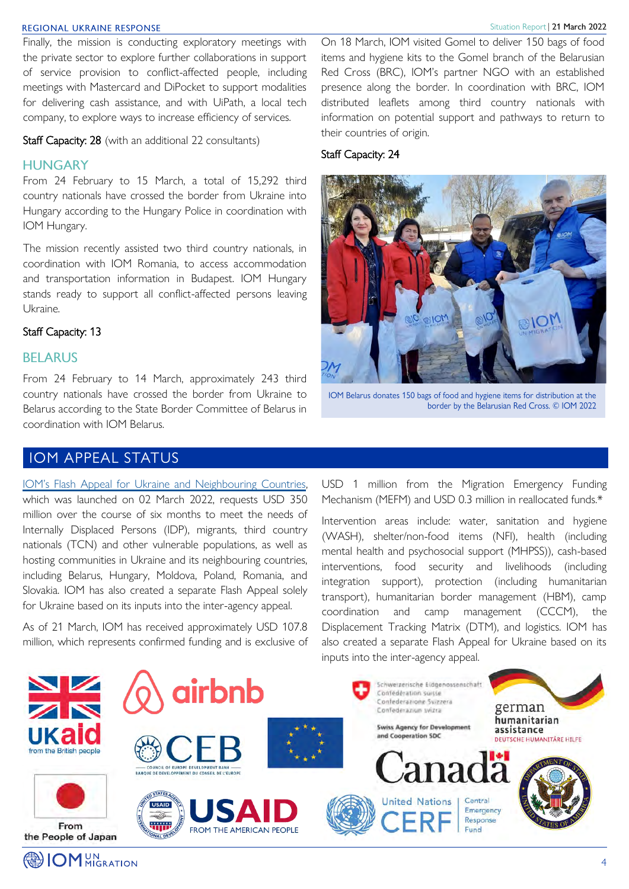Finally, the mission is conducting exploratory meetings with the private sector to explore further collaborations in support of service provision to conflict-affected people, including meetings with Mastercard and DiPocket to support modalities for delivering cash assistance, and with UiPath, a local tech company, to explore ways to increase efficiency of services.

Staff Capacity: 28 (with an additional 22 consultants)

## HUNGARY

From 24 February to 15 March, a total of 15,292 third country nationals have crossed the border from Ukraine into Hungary according to the Hungary Police in coordination with IOM Hungary.

The mission recently assisted two third country nationals, in coordination with IOM Romania, to access accommodation and transportation information in Budapest. IOM Hungary stands ready to support all conflict-affected persons leaving Ukraine.

Staff Capacity: 13

## BELARUS

From 24 February to 14 March, approximately 243 third country nationals have crossed the border from Ukraine to Belarus according to the State Border Committee of Belarus in coordination with IOM Belarus.

On 18 March, IOM visited Gomel to deliver 150 bags of food items and hygiene kits to the Gomel branch of the Belarusian Red Cross (BRC), IOM's partner NGO with an established presence along the border. In coordination with BRC, IOM distributed leaflets among third country nationals with information on potential support and pathways to return to their countries of origin.

Staff Capacity: 24

IOM Belarus donates 150 bags of food and hygiene items for distribution at the border by the Belarusian Red Cross. © IOM 2022

# IOM APPEAL STATUS

IOM's Flash Appeal for Ukraine and Neighbouring Countries, which was launched on 02 March 2022, requests USD 350 million over the course of six months to meet the needs of Internally Displaced Persons (IDP), migrants, third country nationals (TCN) and other vulnerable populations, as well as hosting communities in Ukraine and its neighbouring countries, including Belarus, Hungary, Moldova, Poland, Romania, and Slovakia. IOM has also created a separate Flash Appeal solely for Ukraine based on its inputs into the inter-agency appeal.

As of 21 March, IOM has received approximately USD 107.8 million, which represents confirmed funding and is exclusive of USD 1 million from the Migration Emergency Funding Mechanism (MEFM) and USD 0.3 million in reallocated funds.*

Intervention areas include: water, sanitation and hygiene (WASH), shelter/non-food items (NFI), health (including mental health and psychosocial support (MHPSS)), cash-based interventions, food security and livelihoods (including integration support), protection (including humanitarian transport), humanitarian border management (HBM), camp coordination and camp management (CCCM), the Displacement Tracking Matrix (DTM), and logistics. IOM has also created a separate Flash Appeal for Ukraine based on its inputs into the inter-agency appeal.